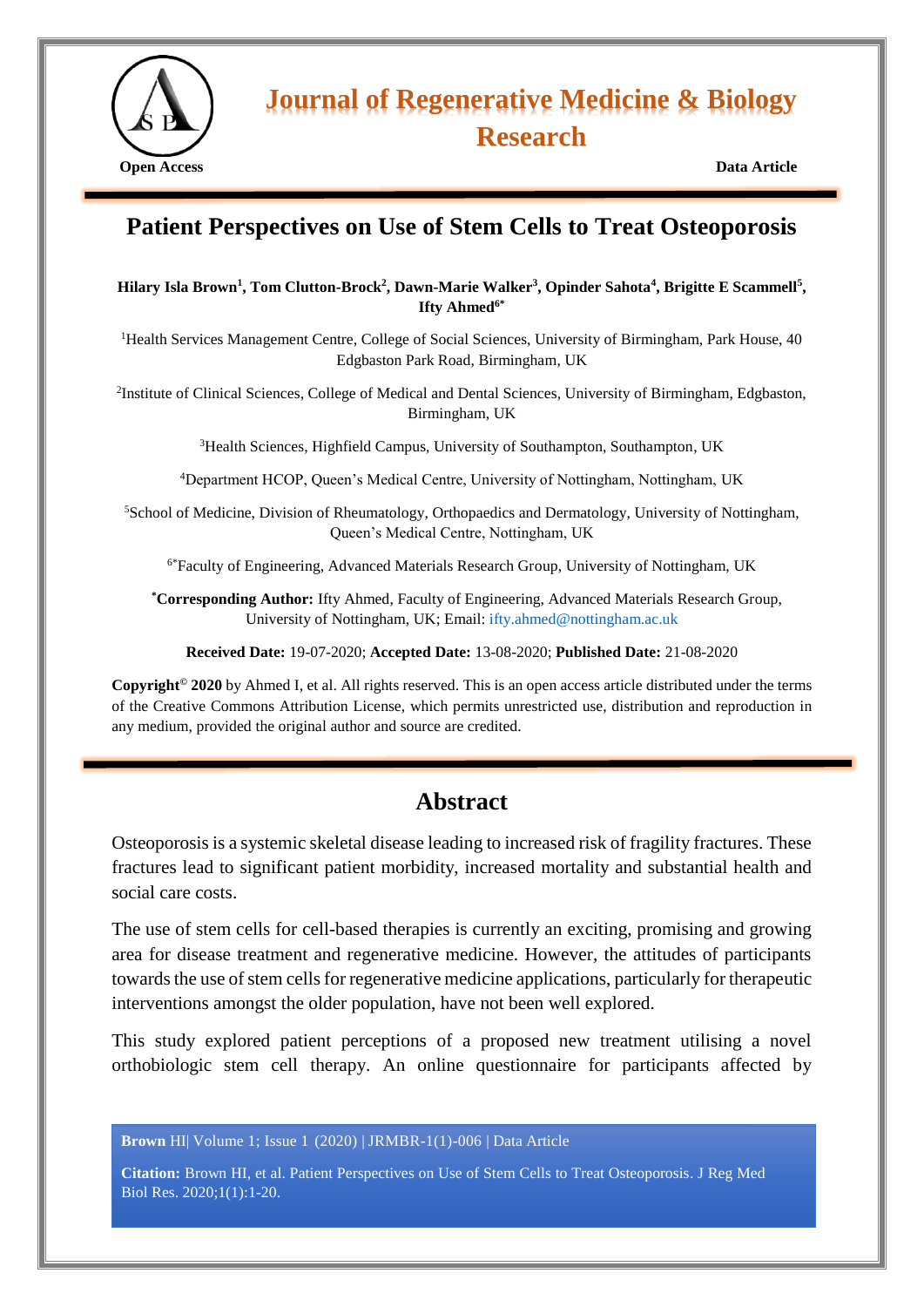Journal of Regenerative Medicine & Biology Research

Open Access

Data Article

# Patient Perspectives on Use of Stem Cells to Treat Osteoporosis

**Hilary Isla Brown[1], Tom Clutton-Brock[2], Dawn-Marie Walker[3], Opinder Sahota[4], Brigitte E Scammell[5], Ifty Ahmed[6*]**

[1]Health Services Management Centre, College of Social Sciences, University of Birmingham, Park House, 40 Edgbaston Park Road, Birmingham, UK

[2]Institute of Clinical Sciences, College of Medical and Dental Sciences, University of Birmingham, Edgbaston, Birmingham, UK

[3]Health Sciences, Highfield Campus, University of Southampton, Southampton, UK

[4]Department HCOP, Queen's Medical Centre, University of Nottingham, Nottingham, UK

[5]School of Medicine, Division of Rheumatology, Orthopaedics and Dermatology, University of Nottingham, Queen's Medical Centre, Nottingham, UK

[6*]Faculty of Engineering, Advanced Materials Research Group, University of Nottingham, UK

[*]**Corresponding Author:** Ifty Ahmed, Faculty of Engineering, Advanced Materials Research Group, University of Nottingham, UK; Email: ifty.ahmed@nottingham.ac.uk

**Received Date:** 19-07-2020; **Accepted Date:** 13-08-2020; **Published Date:** 21-08-2020

**Copyright© 2020** by Ahmed I, et al. All rights reserved. This is an open access article distributed under the terms of the Creative Commons Attribution License, which permits unrestricted use, distribution and reproduction in any medium, provided the original author and source are credited.

## Abstract

Osteoporosis is a systemic skeletal disease leading to increased risk of fragility fractures. These fractures lead to significant patient morbidity, increased mortality and substantial health and social care costs.

The use of stem cells for cell-based therapies is currently an exciting, promising and growing area for disease treatment and regenerative medicine. However, the attitudes of participants towards the use of stem cells for regenerative medicine applications, particularly for therapeutic interventions amongst the older population, have not been well explored.

This study explored patient perceptions of a proposed new treatment utilising a novel orthobiologic stem cell therapy. An online questionnaire for participants affected by

**Citation:** Brown HI, et al. Patient Perspectives on Use of Stem Cells to Treat Osteoporosis. J Reg Med Biol Res. 2020;1(1):1-20.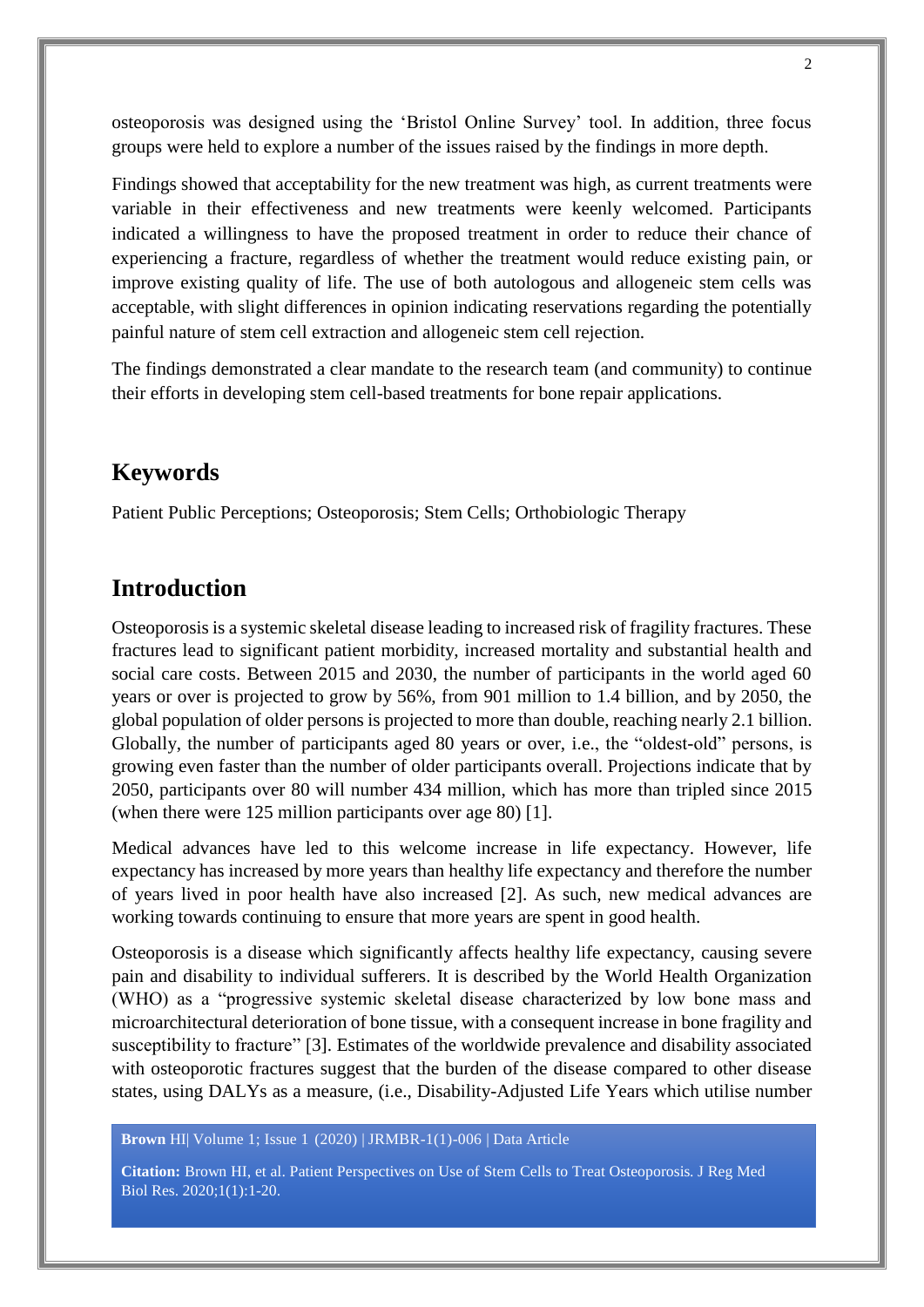osteoporosis was designed using the 'Bristol Online Survey' tool. In addition, three focus groups were held to explore a number of the issues raised by the findings in more depth.

Findings showed that acceptability for the new treatment was high, as current treatments were variable in their effectiveness and new treatments were keenly welcomed. Participants indicated a willingness to have the proposed treatment in order to reduce their chance of experiencing a fracture, regardless of whether the treatment would reduce existing pain, or improve existing quality of life. The use of both autologous and allogeneic stem cells was acceptable, with slight differences in opinion indicating reservations regarding the potentially painful nature of stem cell extraction and allogeneic stem cell rejection.

The findings demonstrated a clear mandate to the research team (and community) to continue their efforts in developing stem cell-based treatments for bone repair applications.

## Keywords

Patient Public Perceptions; Osteoporosis; Stem Cells; Orthobiologic Therapy

## Introduction

Osteoporosis is a systemic skeletal disease leading to increased risk of fragility fractures. These fractures lead to significant patient morbidity, increased mortality and substantial health and social care costs. Between 2015 and 2030, the number of participants in the world aged 60 years or over is projected to grow by 56%, from 901 million to 1.4 billion, and by 2050, the global population of older persons is projected to more than double, reaching nearly 2.1 billion. Globally, the number of participants aged 80 years or over, i.e., the "oldest-old" persons, is growing even faster than the number of older participants overall. Projections indicate that by 2050, participants over 80 will number 434 million, which has more than tripled since 2015 (when there were 125 million participants over age 80) [1].

Medical advances have led to this welcome increase in life expectancy. However, life expectancy has increased by more years than healthy life expectancy and therefore the number of years lived in poor health have also increased [2]. As such, new medical advances are working towards continuing to ensure that more years are spent in good health.

Osteoporosis is a disease which significantly affects healthy life expectancy, causing severe pain and disability to individual sufferers. It is described by the World Health Organization (WHO) as a "progressive systemic skeletal disease characterized by low bone mass and microarchitectural deterioration of bone tissue, with a consequent increase in bone fragility and susceptibility to fracture" [3]. Estimates of the worldwide prevalence and disability associated with osteoporotic fractures suggest that the burden of the disease compared to other disease states, using DALYs as a measure, (i.e., Disability-Adjusted Life Years which utilise number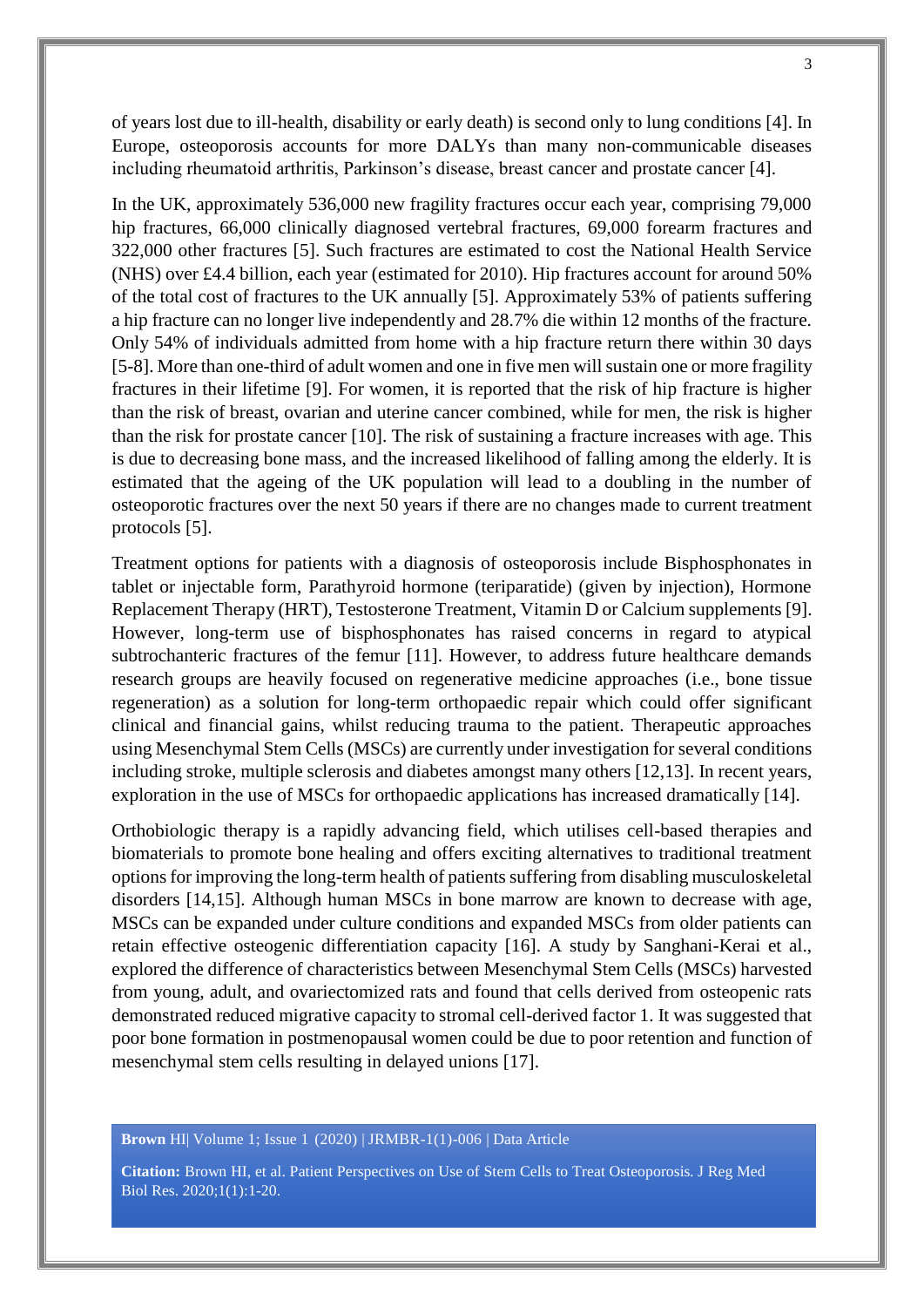of years lost due to ill-health, disability or early death) is second only to lung conditions [4]. In Europe, osteoporosis accounts for more DALYs than many non-communicable diseases including rheumatoid arthritis, Parkinson's disease, breast cancer and prostate cancer [4].

In the UK, approximately 536,000 new fragility fractures occur each year, comprising 79,000 hip fractures, 66,000 clinically diagnosed vertebral fractures, 69,000 forearm fractures and 322,000 other fractures [5]. Such fractures are estimated to cost the National Health Service (NHS) over £4.4 billion, each year (estimated for 2010). Hip fractures account for around 50% of the total cost of fractures to the UK annually [5]. Approximately 53% of patients suffering a hip fracture can no longer live independently and 28.7% die within 12 months of the fracture. Only 54% of individuals admitted from home with a hip fracture return there within 30 days [5-8]. More than one-third of adult women and one in five men will sustain one or more fragility fractures in their lifetime [9]. For women, it is reported that the risk of hip fracture is higher than the risk of breast, ovarian and uterine cancer combined, while for men, the risk is higher than the risk for prostate cancer [10]. The risk of sustaining a fracture increases with age. This is due to decreasing bone mass, and the increased likelihood of falling among the elderly. It is estimated that the ageing of the UK population will lead to a doubling in the number of osteoporotic fractures over the next 50 years if there are no changes made to current treatment protocols [5].

Treatment options for patients with a diagnosis of osteoporosis include Bisphosphonates in tablet or injectable form, Parathyroid hormone (teriparatide) (given by injection), Hormone Replacement Therapy (HRT), Testosterone Treatment, Vitamin D or Calcium supplements [9]. However, long-term use of bisphosphonates has raised concerns in regard to atypical subtrochanteric fractures of the femur [11]. However, to address future healthcare demands research groups are heavily focused on regenerative medicine approaches (i.e., bone tissue regeneration) as a solution for long-term orthopaedic repair which could offer significant clinical and financial gains, whilst reducing trauma to the patient. Therapeutic approaches using Mesenchymal Stem Cells (MSCs) are currently under investigation for several conditions including stroke, multiple sclerosis and diabetes amongst many others [12,13]. In recent years, exploration in the use of MSCs for orthopaedic applications has increased dramatically [14].

Orthobiologic therapy is a rapidly advancing field, which utilises cell-based therapies and biomaterials to promote bone healing and offers exciting alternatives to traditional treatment options for improving the long-term health of patients suffering from disabling musculoskeletal disorders [14,15]. Although human MSCs in bone marrow are known to decrease with age, MSCs can be expanded under culture conditions and expanded MSCs from older patients can retain effective osteogenic differentiation capacity [16]. A study by Sanghani-Kerai et al., explored the difference of characteristics between Mesenchymal Stem Cells (MSCs) harvested from young, adult, and ovariectomized rats and found that cells derived from osteopenic rats demonstrated reduced migrative capacity to stromal cell-derived factor 1. It was suggested that poor bone formation in postmenopausal women could be due to poor retention and function of mesenchymal stem cells resulting in delayed unions [17].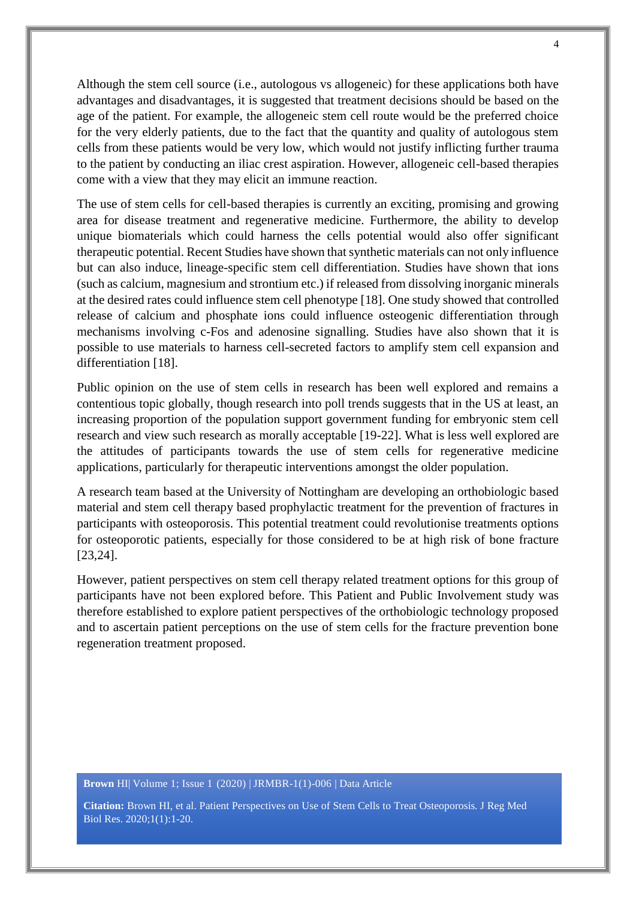Although the stem cell source (i.e., autologous vs allogeneic) for these applications both have advantages and disadvantages, it is suggested that treatment decisions should be based on the age of the patient. For example, the allogeneic stem cell route would be the preferred choice for the very elderly patients, due to the fact that the quantity and quality of autologous stem cells from these patients would be very low, which would not justify inflicting further trauma to the patient by conducting an iliac crest aspiration. However, allogeneic cell-based therapies come with a view that they may elicit an immune reaction.

The use of stem cells for cell-based therapies is currently an exciting, promising and growing area for disease treatment and regenerative medicine. Furthermore, the ability to develop unique biomaterials which could harness the cells potential would also offer significant therapeutic potential. Recent Studies have shown that synthetic materials can not only influence but can also induce, lineage-specific stem cell differentiation. Studies have shown that ions (such as calcium, magnesium and strontium etc.) if released from dissolving inorganic minerals at the desired rates could influence stem cell phenotype [18]. One study showed that controlled release of calcium and phosphate ions could influence osteogenic differentiation through mechanisms involving c-Fos and adenosine signalling. Studies have also shown that it is possible to use materials to harness cell-secreted factors to amplify stem cell expansion and differentiation [18].

Public opinion on the use of stem cells in research has been well explored and remains a contentious topic globally, though research into poll trends suggests that in the US at least, an increasing proportion of the population support government funding for embryonic stem cell research and view such research as morally acceptable [19-22]. What is less well explored are the attitudes of participants towards the use of stem cells for regenerative medicine applications, particularly for therapeutic interventions amongst the older population.

A research team based at the University of Nottingham are developing an orthobiologic based material and stem cell therapy based prophylactic treatment for the prevention of fractures in participants with osteoporosis. This potential treatment could revolutionise treatments options for osteoporotic patients, especially for those considered to be at high risk of bone fracture [23,24].

However, patient perspectives on stem cell therapy related treatment options for this group of participants have not been explored before. This Patient and Public Involvement study was therefore established to explore patient perspectives of the orthobiologic technology proposed and to ascertain patient perceptions on the use of stem cells for the fracture prevention bone regeneration treatment proposed.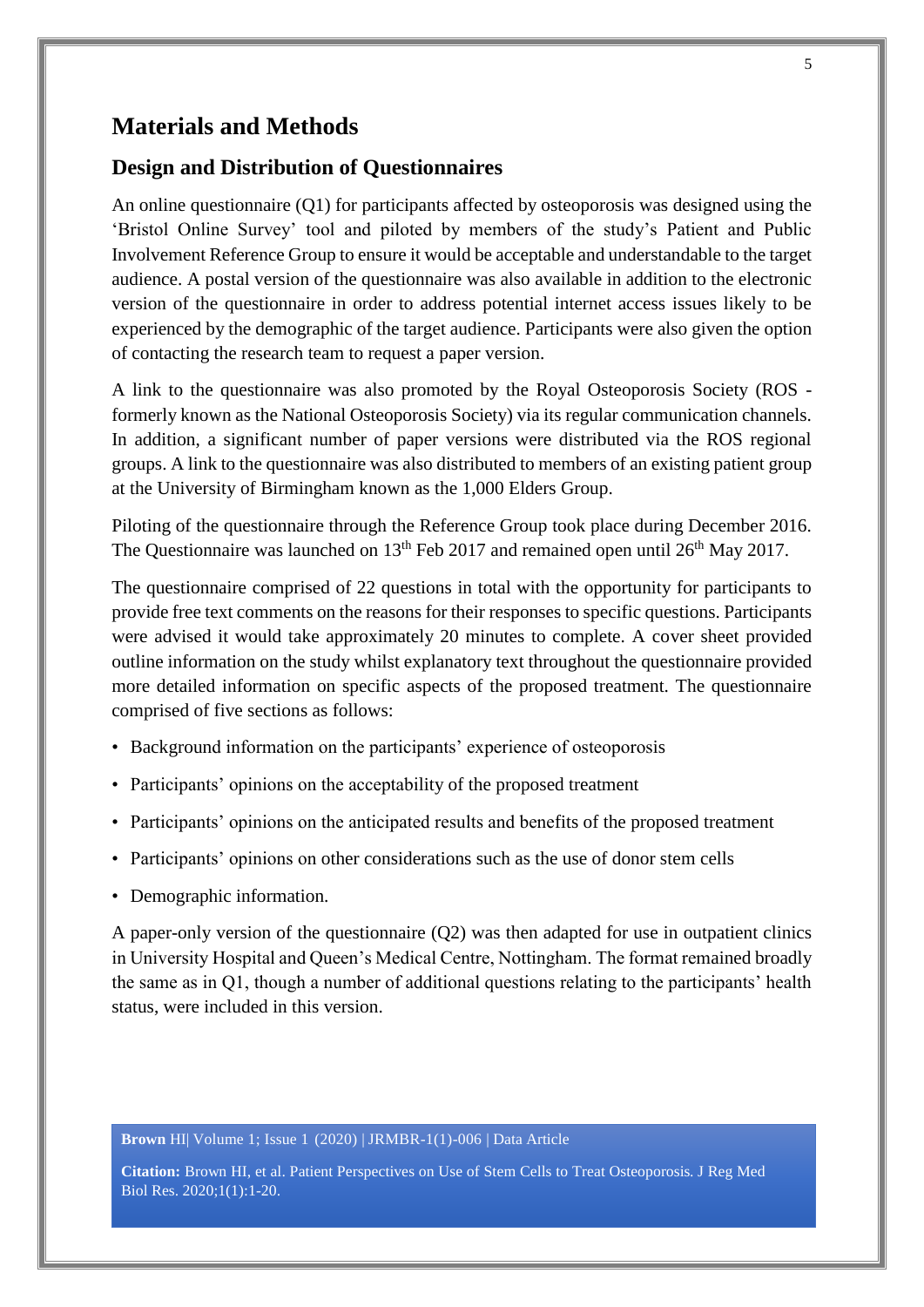# Materials and Methods

## Design and Distribution of Questionnaires

An online questionnaire (Q1) for participants affected by osteoporosis was designed using the 'Bristol Online Survey' tool and piloted by members of the study's Patient and Public Involvement Reference Group to ensure it would be acceptable and understandable to the target audience. A postal version of the questionnaire was also available in addition to the electronic version of the questionnaire in order to address potential internet access issues likely to be experienced by the demographic of the target audience. Participants were also given the option of contacting the research team to request a paper version.

A link to the questionnaire was also promoted by the Royal Osteoporosis Society (ROS - formerly known as the National Osteoporosis Society) via its regular communication channels. In addition, a significant number of paper versions were distributed via the ROS regional groups. A link to the questionnaire was also distributed to members of an existing patient group at the University of Birmingham known as the 1,000 Elders Group.

Piloting of the questionnaire through the Reference Group took place during December 2016. The Questionnaire was launched on 13th Feb 2017 and remained open until 26th May 2017.

The questionnaire comprised of 22 questions in total with the opportunity for participants to provide free text comments on the reasons for their responses to specific questions. Participants were advised it would take approximately 20 minutes to complete. A cover sheet provided outline information on the study whilst explanatory text throughout the questionnaire provided more detailed information on specific aspects of the proposed treatment. The questionnaire comprised of five sections as follows:

- Background information on the participants' experience of osteoporosis
- Participants' opinions on the acceptability of the proposed treatment
- Participants' opinions on the anticipated results and benefits of the proposed treatment
- Participants' opinions on other considerations such as the use of donor stem cells
- Demographic information.

A paper-only version of the questionnaire (Q2) was then adapted for use in outpatient clinics in University Hospital and Queen's Medical Centre, Nottingham. The format remained broadly the same as in Q1, though a number of additional questions relating to the participants' health status, were included in this version.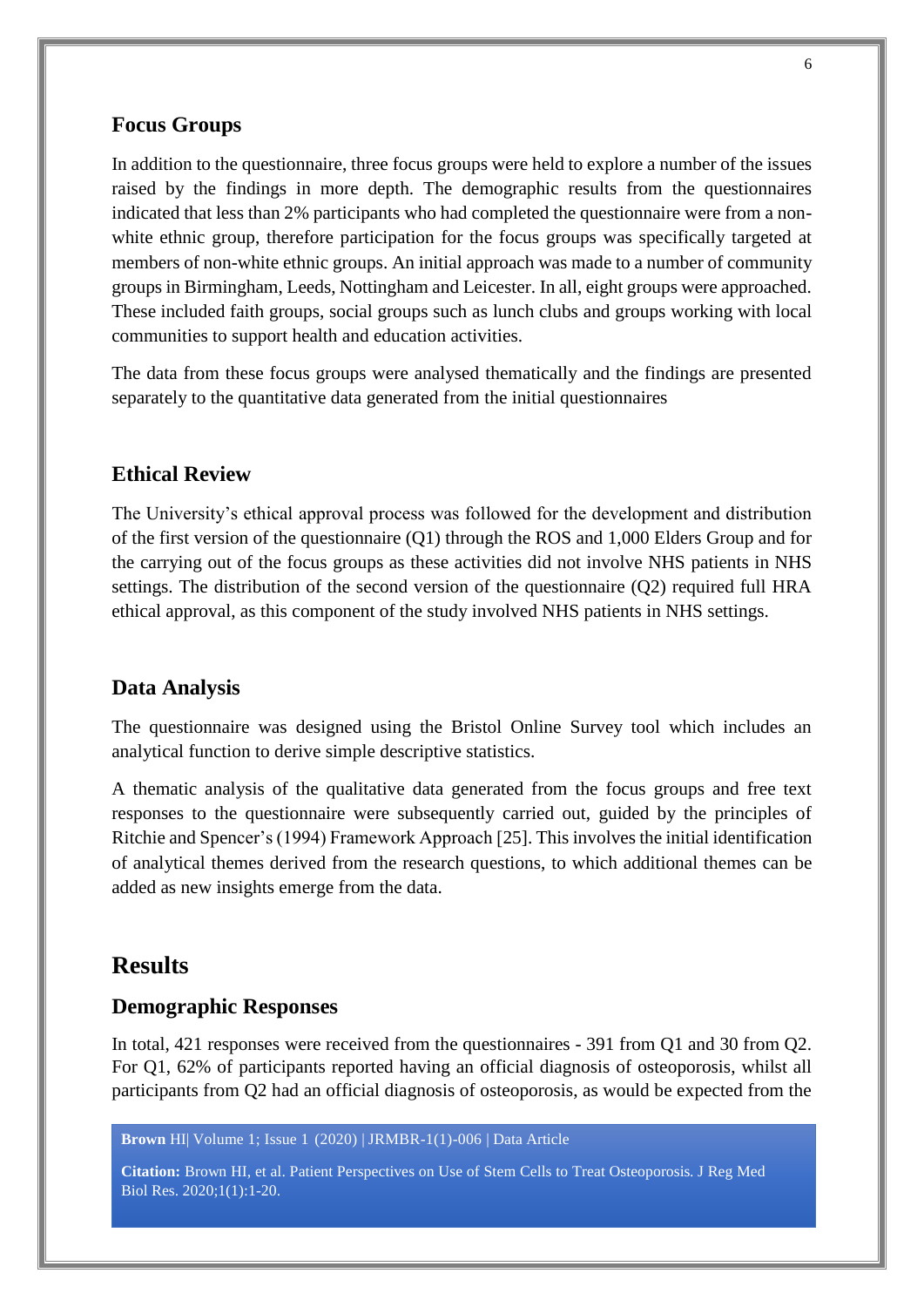## Focus Groups

In addition to the questionnaire, three focus groups were held to explore a number of the issues raised by the findings in more depth. The demographic results from the questionnaires indicated that less than 2% participants who had completed the questionnaire were from a non-white ethnic group, therefore participation for the focus groups was specifically targeted at members of non-white ethnic groups. An initial approach was made to a number of community groups in Birmingham, Leeds, Nottingham and Leicester. In all, eight groups were approached. These included faith groups, social groups such as lunch clubs and groups working with local communities to support health and education activities.

The data from these focus groups were analysed thematically and the findings are presented separately to the quantitative data generated from the initial questionnaires

## Ethical Review

The University's ethical approval process was followed for the development and distribution of the first version of the questionnaire (Q1) through the ROS and 1,000 Elders Group and for the carrying out of the focus groups as these activities did not involve NHS patients in NHS settings. The distribution of the second version of the questionnaire (Q2) required full HRA ethical approval, as this component of the study involved NHS patients in NHS settings.

## Data Analysis

The questionnaire was designed using the Bristol Online Survey tool which includes an analytical function to derive simple descriptive statistics.

A thematic analysis of the qualitative data generated from the focus groups and free text responses to the questionnaire were subsequently carried out, guided by the principles of Ritchie and Spencer's (1994) Framework Approach [25]. This involves the initial identification of analytical themes derived from the research questions, to which additional themes can be added as new insights emerge from the data.

# Results

## Demographic Responses

In total, 421 responses were received from the questionnaires - 391 from Q1 and 30 from Q2. For Q1, 62% of participants reported having an official diagnosis of osteoporosis, whilst all participants from Q2 had an official diagnosis of osteoporosis, as would be expected from the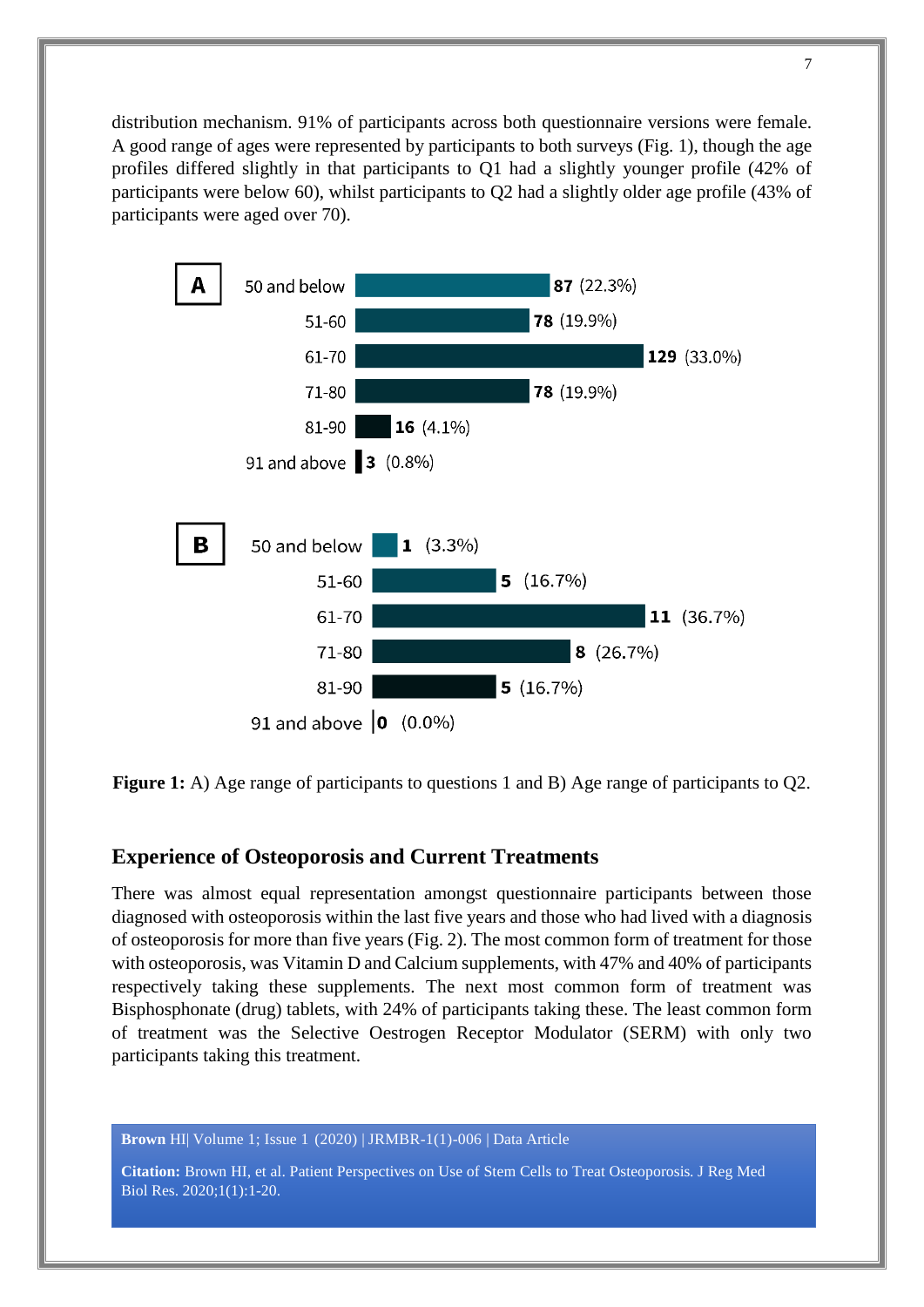distribution mechanism. 91% of participants across both questionnaire versions were female. A good range of ages were represented by participants to both surveys (Fig. 1), though the age profiles differed slightly in that participants to Q1 had a slightly younger profile (42% of participants were below 60), whilst participants to Q2 had a slightly older age profile (43% of participants were aged over 70).

**A**

| Age | Participants |
|---|---|
| 50 and below | **87** (22.3%) |
| 51-60 | **78** (19.9%) |
| 61-70 | **129** (33.0%) |
| 71-80 | **78** (19.9%) |
| 81-90 | **16** (4.1%) |
| 91 and above | **3** (0.8%) |

**B**

| Age | Participants |
|---|---|
| 50 and below | **1** (3.3%) |
| 51-60 | **5** (16.7%) |
| 61-70 | **11** (36.7%) |
| 71-80 | **8** (26.7%) |
| 81-90 | **5** (16.7%) |
| 91 and above | **0** (0.0%) |

**Figure 1:** A) Age range of participants to questions 1 and B) Age range of participants to Q2.

## Experience of Osteoporosis and Current Treatments

There was almost equal representation amongst questionnaire participants between those diagnosed with osteoporosis within the last five years and those who had lived with a diagnosis of osteoporosis for more than five years (Fig. 2). The most common form of treatment for those with osteoporosis, was Vitamin D and Calcium supplements, with 47% and 40% of participants respectively taking these supplements. The next most common form of treatment was Bisphosphonate (drug) tablets, with 24% of participants taking these. The least common form of treatment was the Selective Oestrogen Receptor Modulator (SERM) with only two participants taking this treatment.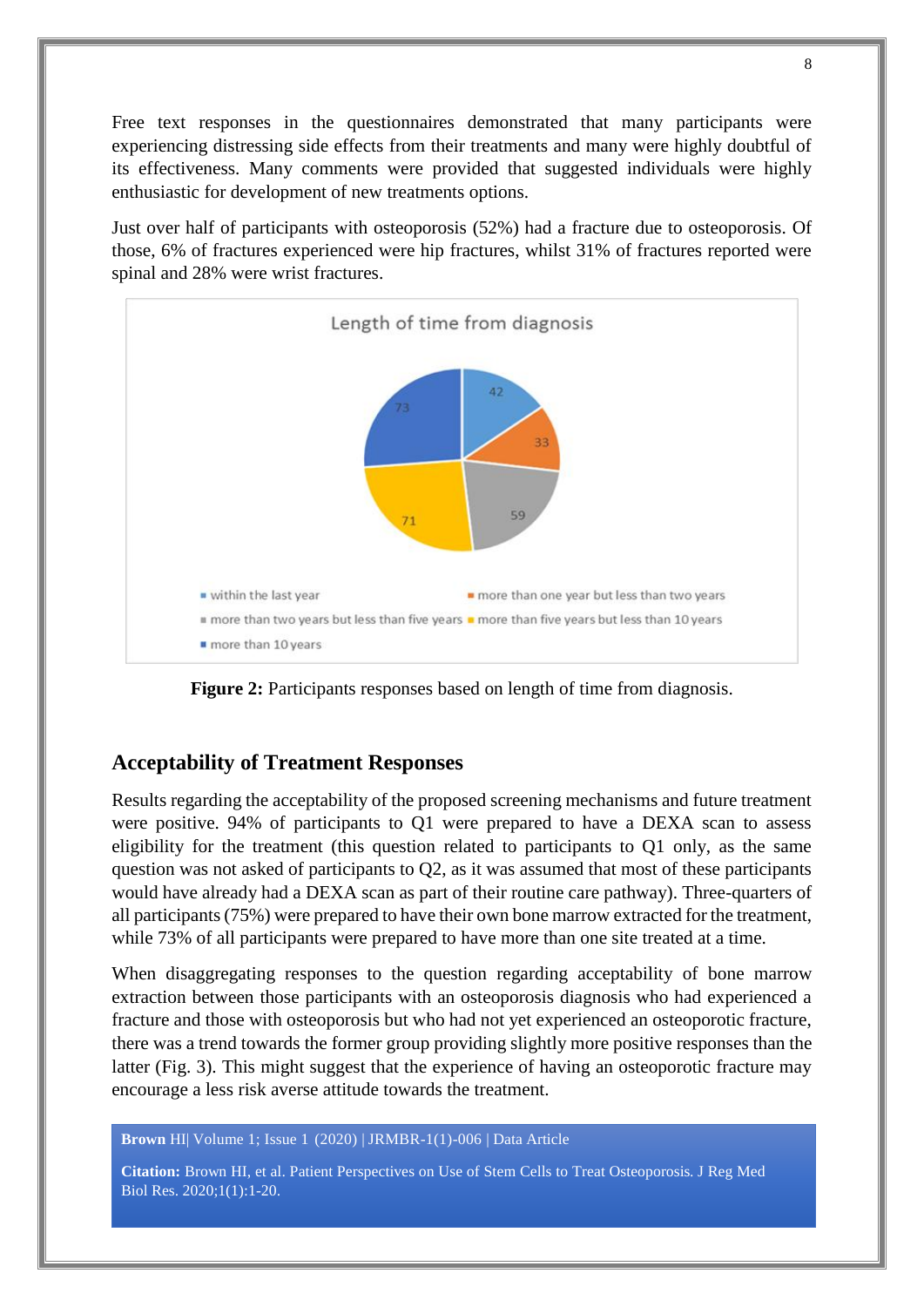Free text responses in the questionnaires demonstrated that many participants were experiencing distressing side effects from their treatments and many were highly doubtful of its effectiveness. Many comments were provided that suggested individuals were highly enthusiastic for development of new treatments options.

Just over half of participants with osteoporosis (52%) had a fracture due to osteoporosis. Of those, 6% of fractures experienced were hip fractures, whilst 31% of fractures reported were spinal and 28% were wrist fractures.

**Figure 2:** Participants responses based on length of time from diagnosis.

## Acceptability of Treatment Responses

Results regarding the acceptability of the proposed screening mechanisms and future treatment were positive. 94% of participants to Q1 were prepared to have a DEXA scan to assess eligibility for the treatment (this question related to participants to Q1 only, as the same question was not asked of participants to Q2, as it was assumed that most of these participants would have already had a DEXA scan as part of their routine care pathway). Three-quarters of all participants (75%) were prepared to have their own bone marrow extracted for the treatment, while 73% of all participants were prepared to have more than one site treated at a time.

When disaggregating responses to the question regarding acceptability of bone marrow extraction between those participants with an osteoporosis diagnosis who had experienced a fracture and those with osteoporosis but who had not yet experienced an osteoporotic fracture, there was a trend towards the former group providing slightly more positive responses than the latter (Fig. 3). This might suggest that the experience of having an osteoporotic fracture may encourage a less risk averse attitude towards the treatment.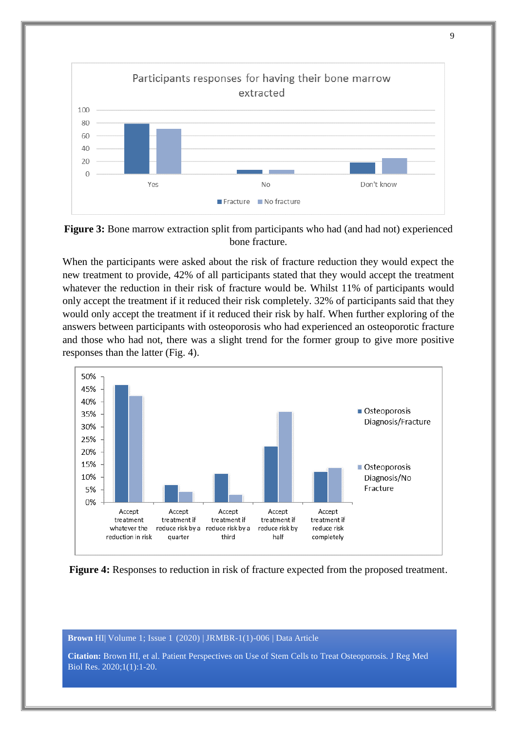**Figure 3:** Bone marrow extraction split from participants who had (and had not) experienced bone fracture.

When the participants were asked about the risk of fracture reduction they would expect the new treatment to provide, 42% of all participants stated that they would accept the treatment whatever the reduction in their risk of fracture would be. Whilst 11% of participants would only accept the treatment if it reduced their risk completely. 32% of participants said that they would only accept the treatment if it reduced their risk by half. When further exploring of the answers between participants with osteoporosis who had experienced an osteoporotic fracture and those who had not, there was a slight trend for the former group to give more positive responses than the latter (Fig. 4).

**Figure 4:** Responses to reduction in risk of fracture expected from the proposed treatment.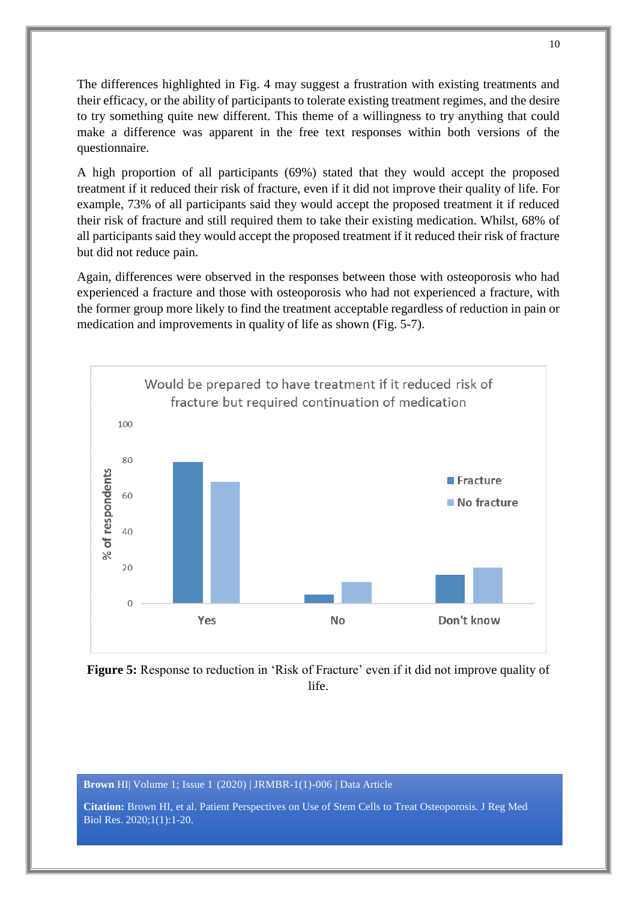The differences highlighted in Fig. 4 may suggest a frustration with existing treatments and their efficacy, or the ability of participants to tolerate existing treatment regimes, and the desire to try something quite new different. This theme of a willingness to try anything that could make a difference was apparent in the free text responses within both versions of the questionnaire.

A high proportion of all participants (69%) stated that they would accept the proposed treatment if it reduced their risk of fracture, even if it did not improve their quality of life. For example, 73% of all participants said they would accept the proposed treatment it if reduced their risk of fracture and still required them to take their existing medication. Whilst, 68% of all participants said they would accept the proposed treatment if it reduced their risk of fracture but did not reduce pain.

Again, differences were observed in the responses between those with osteoporosis who had experienced a fracture and those with osteoporosis who had not experienced a fracture, with the former group more likely to find the treatment acceptable regardless of reduction in pain or medication and improvements in quality of life as shown (Fig. 5-7).

**Figure 5:** Response to reduction in 'Risk of Fracture' even if it did not improve quality of life.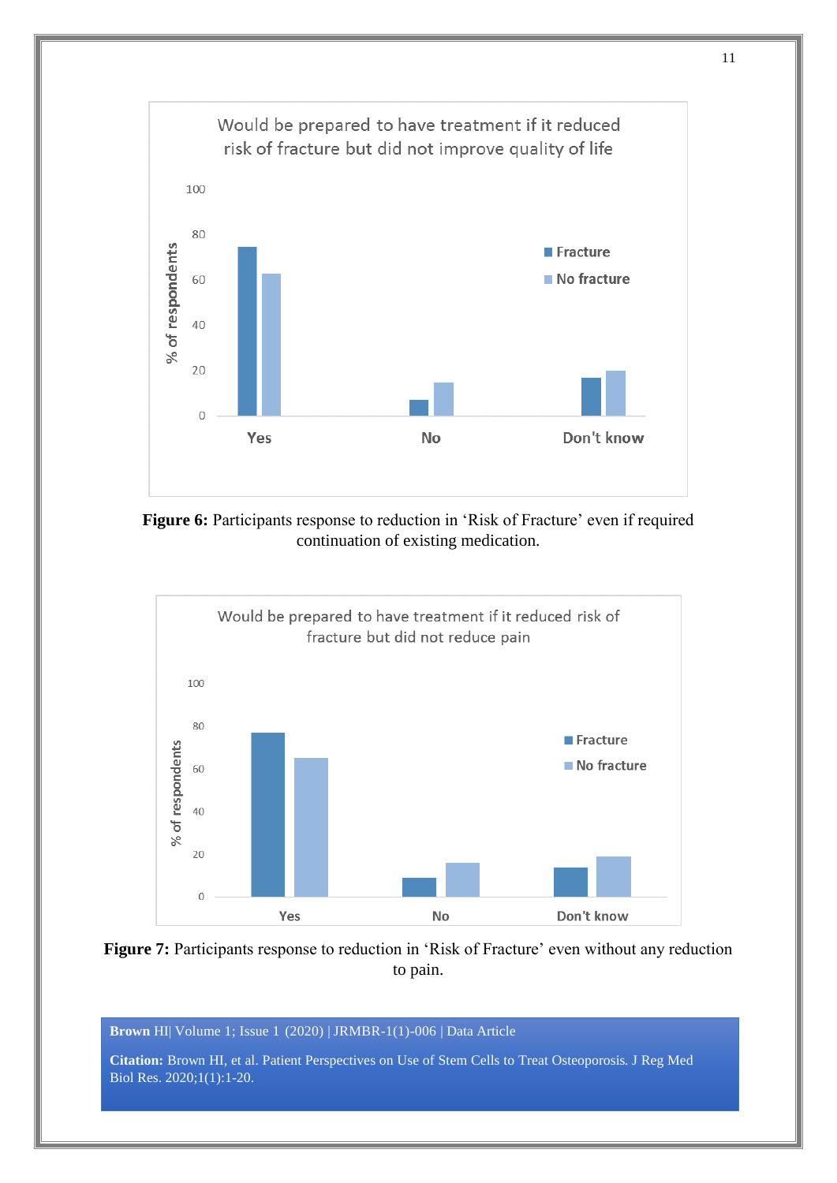Would be prepared to have treatment if it reduced risk of fracture but did not improve quality of life

**Figure 6:** Participants response to reduction in 'Risk of Fracture' even if required continuation of existing medication.

Would be prepared to have treatment if it reduced risk of fracture but did not reduce pain

**Figure 7:** Participants response to reduction in 'Risk of Fracture' even without any reduction to pain.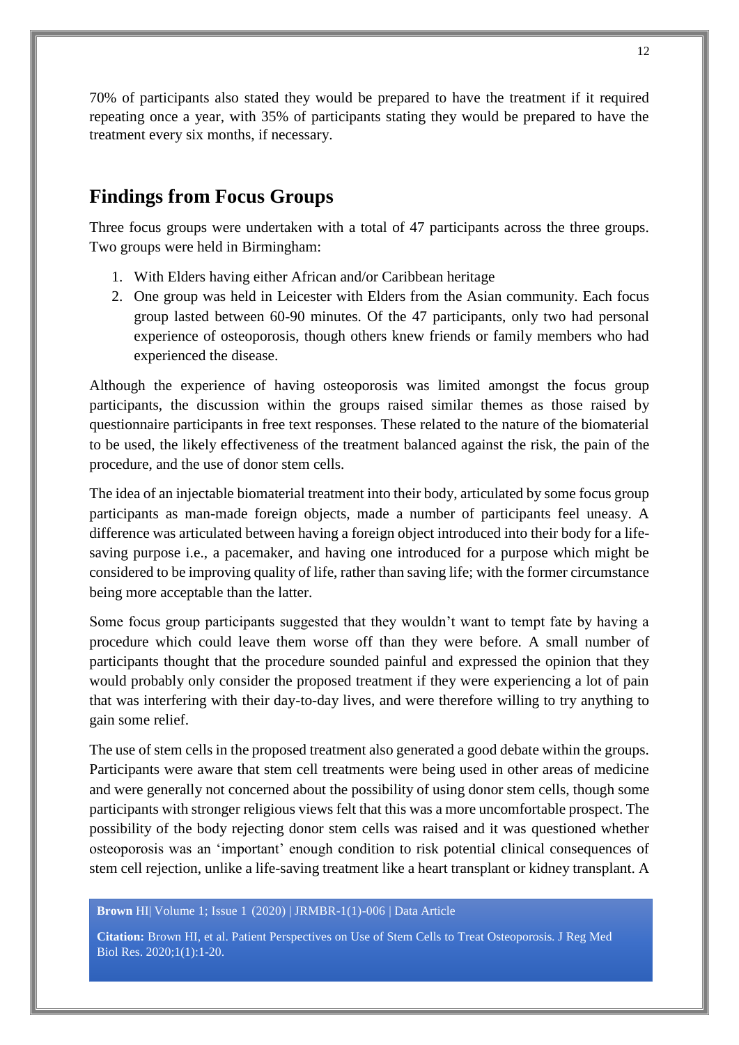70% of participants also stated they would be prepared to have the treatment if it required repeating once a year, with 35% of participants stating they would be prepared to have the treatment every six months, if necessary.

## Findings from Focus Groups

Three focus groups were undertaken with a total of 47 participants across the three groups. Two groups were held in Birmingham:

1. With Elders having either African and/or Caribbean heritage
2. One group was held in Leicester with Elders from the Asian community. Each focus group lasted between 60-90 minutes. Of the 47 participants, only two had personal experience of osteoporosis, though others knew friends or family members who had experienced the disease.

Although the experience of having osteoporosis was limited amongst the focus group participants, the discussion within the groups raised similar themes as those raised by questionnaire participants in free text responses. These related to the nature of the biomaterial to be used, the likely effectiveness of the treatment balanced against the risk, the pain of the procedure, and the use of donor stem cells.

The idea of an injectable biomaterial treatment into their body, articulated by some focus group participants as man-made foreign objects, made a number of participants feel uneasy. A difference was articulated between having a foreign object introduced into their body for a life-saving purpose i.e., a pacemaker, and having one introduced for a purpose which might be considered to be improving quality of life, rather than saving life; with the former circumstance being more acceptable than the latter.

Some focus group participants suggested that they wouldn't want to tempt fate by having a procedure which could leave them worse off than they were before. A small number of participants thought that the procedure sounded painful and expressed the opinion that they would probably only consider the proposed treatment if they were experiencing a lot of pain that was interfering with their day-to-day lives, and were therefore willing to try anything to gain some relief.

The use of stem cells in the proposed treatment also generated a good debate within the groups. Participants were aware that stem cell treatments were being used in other areas of medicine and were generally not concerned about the possibility of using donor stem cells, though some participants with stronger religious views felt that this was a more uncomfortable prospect. The possibility of the body rejecting donor stem cells was raised and it was questioned whether osteoporosis was an 'important' enough condition to risk potential clinical consequences of stem cell rejection, unlike a life-saving treatment like a heart transplant or kidney transplant. A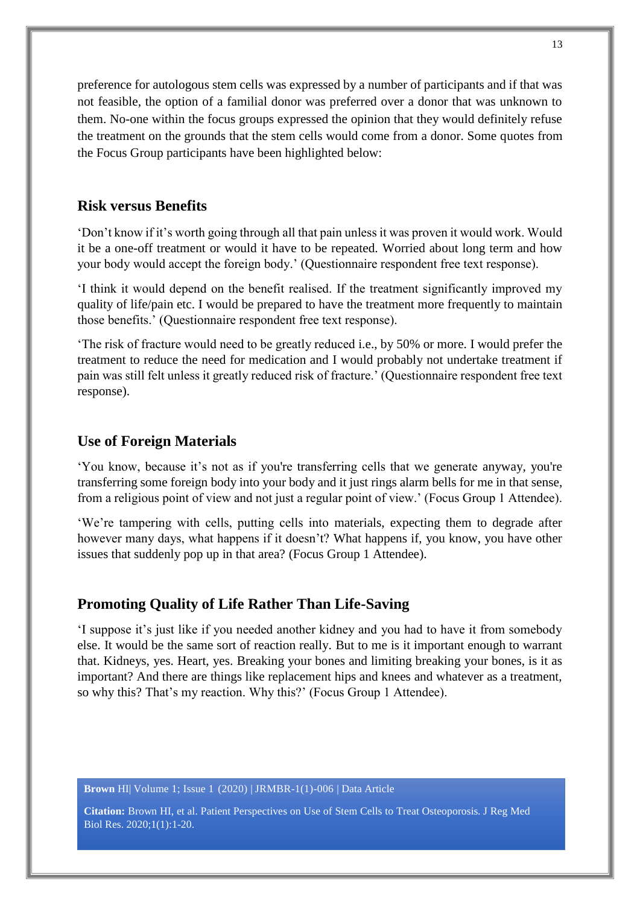preference for autologous stem cells was expressed by a number of participants and if that was not feasible, the option of a familial donor was preferred over a donor that was unknown to them. No-one within the focus groups expressed the opinion that they would definitely refuse the treatment on the grounds that the stem cells would come from a donor. Some quotes from the Focus Group participants have been highlighted below:

## Risk versus Benefits

'Don't know if it's worth going through all that pain unless it was proven it would work. Would it be a one-off treatment or would it have to be repeated. Worried about long term and how your body would accept the foreign body.' (Questionnaire respondent free text response).

'I think it would depend on the benefit realised. If the treatment significantly improved my quality of life/pain etc. I would be prepared to have the treatment more frequently to maintain those benefits.' (Questionnaire respondent free text response).

'The risk of fracture would need to be greatly reduced i.e., by 50% or more. I would prefer the treatment to reduce the need for medication and I would probably not undertake treatment if pain was still felt unless it greatly reduced risk of fracture.' (Questionnaire respondent free text response).

## Use of Foreign Materials

'You know, because it's not as if you're transferring cells that we generate anyway, you're transferring some foreign body into your body and it just rings alarm bells for me in that sense, from a religious point of view and not just a regular point of view.' (Focus Group 1 Attendee).

'We're tampering with cells, putting cells into materials, expecting them to degrade after however many days, what happens if it doesn't? What happens if, you know, you have other issues that suddenly pop up in that area? (Focus Group 1 Attendee).

## Promoting Quality of Life Rather Than Life-Saving

'I suppose it's just like if you needed another kidney and you had to have it from somebody else. It would be the same sort of reaction really. But to me is it important enough to warrant that. Kidneys, yes. Heart, yes. Breaking your bones and limiting breaking your bones, is it as important? And there are things like replacement hips and knees and whatever as a treatment, so why this? That's my reaction. Why this?' (Focus Group 1 Attendee).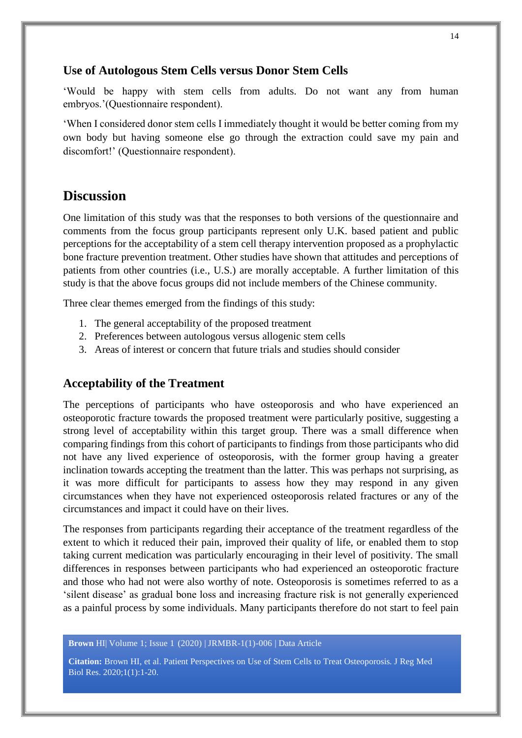### Use of Autologous Stem Cells versus Donor Stem Cells

'Would be happy with stem cells from adults. Do not want any from human embryos.'(Questionnaire respondent).

'When I considered donor stem cells I immediately thought it would be better coming from my own body but having someone else go through the extraction could save my pain and discomfort!' (Questionnaire respondent).

## Discussion

One limitation of this study was that the responses to both versions of the questionnaire and comments from the focus group participants represent only U.K. based patient and public perceptions for the acceptability of a stem cell therapy intervention proposed as a prophylactic bone fracture prevention treatment. Other studies have shown that attitudes and perceptions of patients from other countries (i.e., U.S.) are morally acceptable. A further limitation of this study is that the above focus groups did not include members of the Chinese community.

Three clear themes emerged from the findings of this study:

1. The general acceptability of the proposed treatment
2. Preferences between autologous versus allogenic stem cells
3. Areas of interest or concern that future trials and studies should consider

### Acceptability of the Treatment

The perceptions of participants who have osteoporosis and who have experienced an osteoporotic fracture towards the proposed treatment were particularly positive, suggesting a strong level of acceptability within this target group. There was a small difference when comparing findings from this cohort of participants to findings from those participants who did not have any lived experience of osteoporosis, with the former group having a greater inclination towards accepting the treatment than the latter. This was perhaps not surprising, as it was more difficult for participants to assess how they may respond in any given circumstances when they have not experienced osteoporosis related fractures or any of the circumstances and impact it could have on their lives.

The responses from participants regarding their acceptance of the treatment regardless of the extent to which it reduced their pain, improved their quality of life, or enabled them to stop taking current medication was particularly encouraging in their level of positivity. The small differences in responses between participants who had experienced an osteoporotic fracture and those who had not were also worthy of note. Osteoporosis is sometimes referred to as a 'silent disease' as gradual bone loss and increasing fracture risk is not generally experienced as a painful process by some individuals. Many participants therefore do not start to feel pain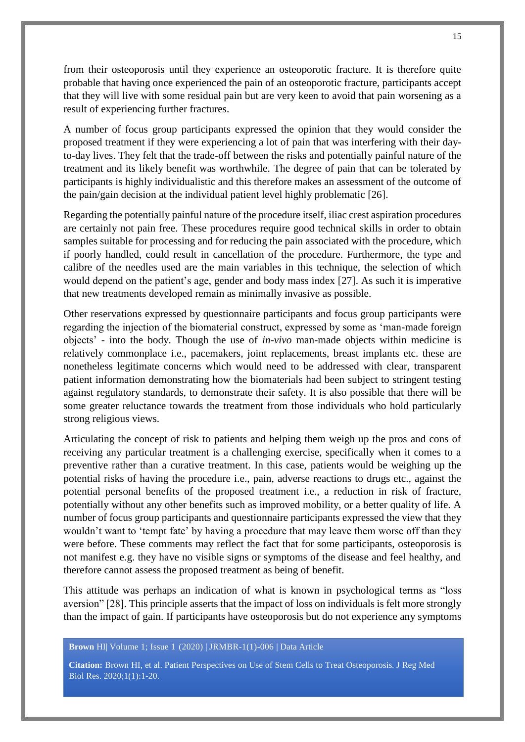from their osteoporosis until they experience an osteoporotic fracture. It is therefore quite probable that having once experienced the pain of an osteoporotic fracture, participants accept that they will live with some residual pain but are very keen to avoid that pain worsening as a result of experiencing further fractures.

A number of focus group participants expressed the opinion that they would consider the proposed treatment if they were experiencing a lot of pain that was interfering with their day-to-day lives. They felt that the trade-off between the risks and potentially painful nature of the treatment and its likely benefit was worthwhile. The degree of pain that can be tolerated by participants is highly individualistic and this therefore makes an assessment of the outcome of the pain/gain decision at the individual patient level highly problematic [26].

Regarding the potentially painful nature of the procedure itself, iliac crest aspiration procedures are certainly not pain free. These procedures require good technical skills in order to obtain samples suitable for processing and for reducing the pain associated with the procedure, which if poorly handled, could result in cancellation of the procedure. Furthermore, the type and calibre of the needles used are the main variables in this technique, the selection of which would depend on the patient's age, gender and body mass index [27]. As such it is imperative that new treatments developed remain as minimally invasive as possible.

Other reservations expressed by questionnaire participants and focus group participants were regarding the injection of the biomaterial construct, expressed by some as 'man-made foreign objects' - into the body. Though the use of *in-vivo* man-made objects within medicine is relatively commonplace i.e., pacemakers, joint replacements, breast implants etc. these are nonetheless legitimate concerns which would need to be addressed with clear, transparent patient information demonstrating how the biomaterials had been subject to stringent testing against regulatory standards, to demonstrate their safety. It is also possible that there will be some greater reluctance towards the treatment from those individuals who hold particularly strong religious views.

Articulating the concept of risk to patients and helping them weigh up the pros and cons of receiving any particular treatment is a challenging exercise, specifically when it comes to a preventive rather than a curative treatment. In this case, patients would be weighing up the potential risks of having the procedure i.e., pain, adverse reactions to drugs etc., against the potential personal benefits of the proposed treatment i.e., a reduction in risk of fracture, potentially without any other benefits such as improved mobility, or a better quality of life. A number of focus group participants and questionnaire participants expressed the view that they wouldn't want to 'tempt fate' by having a procedure that may leave them worse off than they were before. These comments may reflect the fact that for some participants, osteoporosis is not manifest e.g. they have no visible signs or symptoms of the disease and feel healthy, and therefore cannot assess the proposed treatment as being of benefit.

This attitude was perhaps an indication of what is known in psychological terms as "loss aversion" [28]. This principle asserts that the impact of loss on individuals is felt more strongly than the impact of gain. If participants have osteoporosis but do not experience any symptoms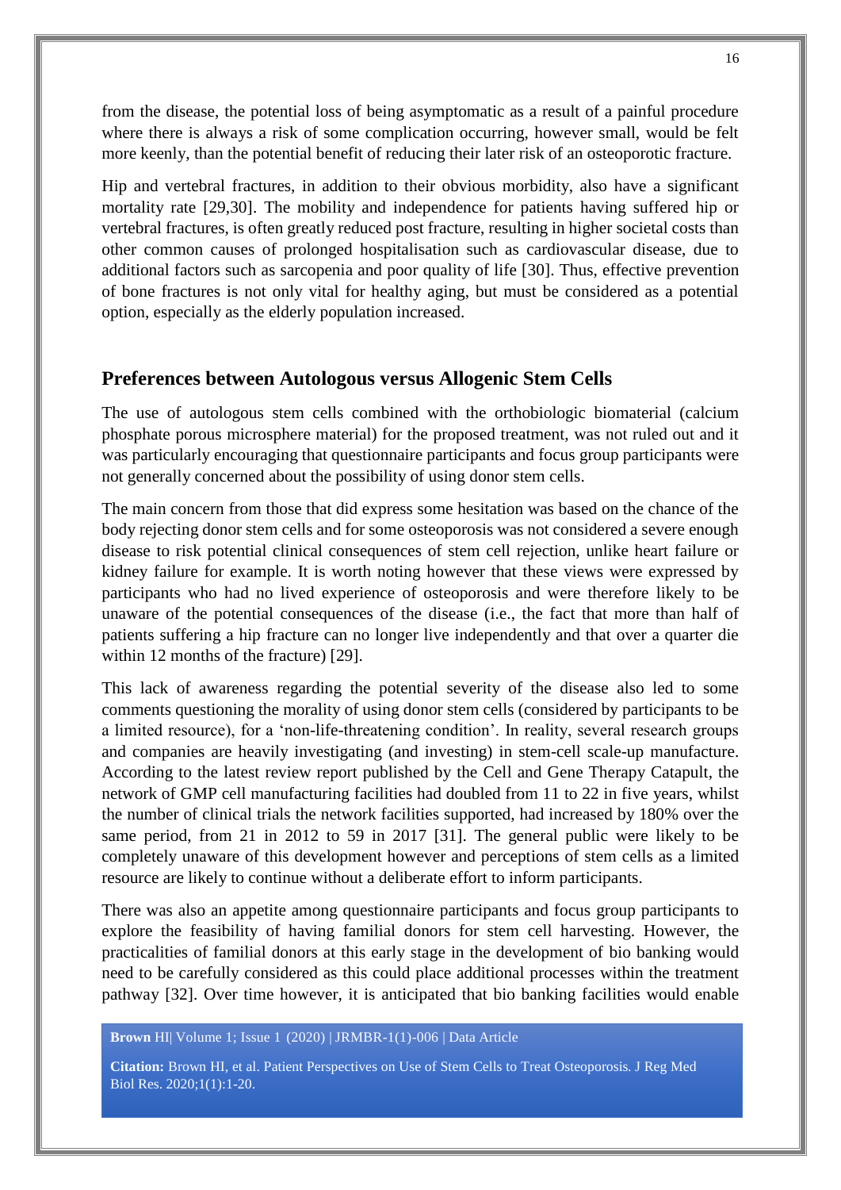from the disease, the potential loss of being asymptomatic as a result of a painful procedure where there is always a risk of some complication occurring, however small, would be felt more keenly, than the potential benefit of reducing their later risk of an osteoporotic fracture.

Hip and vertebral fractures, in addition to their obvious morbidity, also have a significant mortality rate [29,30]. The mobility and independence for patients having suffered hip or vertebral fractures, is often greatly reduced post fracture, resulting in higher societal costs than other common causes of prolonged hospitalisation such as cardiovascular disease, due to additional factors such as sarcopenia and poor quality of life [30]. Thus, effective prevention of bone fractures is not only vital for healthy aging, but must be considered as a potential option, especially as the elderly population increased.

## Preferences between Autologous versus Allogenic Stem Cells

The use of autologous stem cells combined with the orthobiologic biomaterial (calcium phosphate porous microsphere material) for the proposed treatment, was not ruled out and it was particularly encouraging that questionnaire participants and focus group participants were not generally concerned about the possibility of using donor stem cells.

The main concern from those that did express some hesitation was based on the chance of the body rejecting donor stem cells and for some osteoporosis was not considered a severe enough disease to risk potential clinical consequences of stem cell rejection, unlike heart failure or kidney failure for example. It is worth noting however that these views were expressed by participants who had no lived experience of osteoporosis and were therefore likely to be unaware of the potential consequences of the disease (i.e., the fact that more than half of patients suffering a hip fracture can no longer live independently and that over a quarter die within 12 months of the fracture) [29].

This lack of awareness regarding the potential severity of the disease also led to some comments questioning the morality of using donor stem cells (considered by participants to be a limited resource), for a 'non-life-threatening condition'. In reality, several research groups and companies are heavily investigating (and investing) in stem-cell scale-up manufacture. According to the latest review report published by the Cell and Gene Therapy Catapult, the network of GMP cell manufacturing facilities had doubled from 11 to 22 in five years, whilst the number of clinical trials the network facilities supported, had increased by 180% over the same period, from 21 in 2012 to 59 in 2017 [31]. The general public were likely to be completely unaware of this development however and perceptions of stem cells as a limited resource are likely to continue without a deliberate effort to inform participants.

There was also an appetite among questionnaire participants and focus group participants to explore the feasibility of having familial donors for stem cell harvesting. However, the practicalities of familial donors at this early stage in the development of bio banking would need to be carefully considered as this could place additional processes within the treatment pathway [32]. Over time however, it is anticipated that bio banking facilities would enable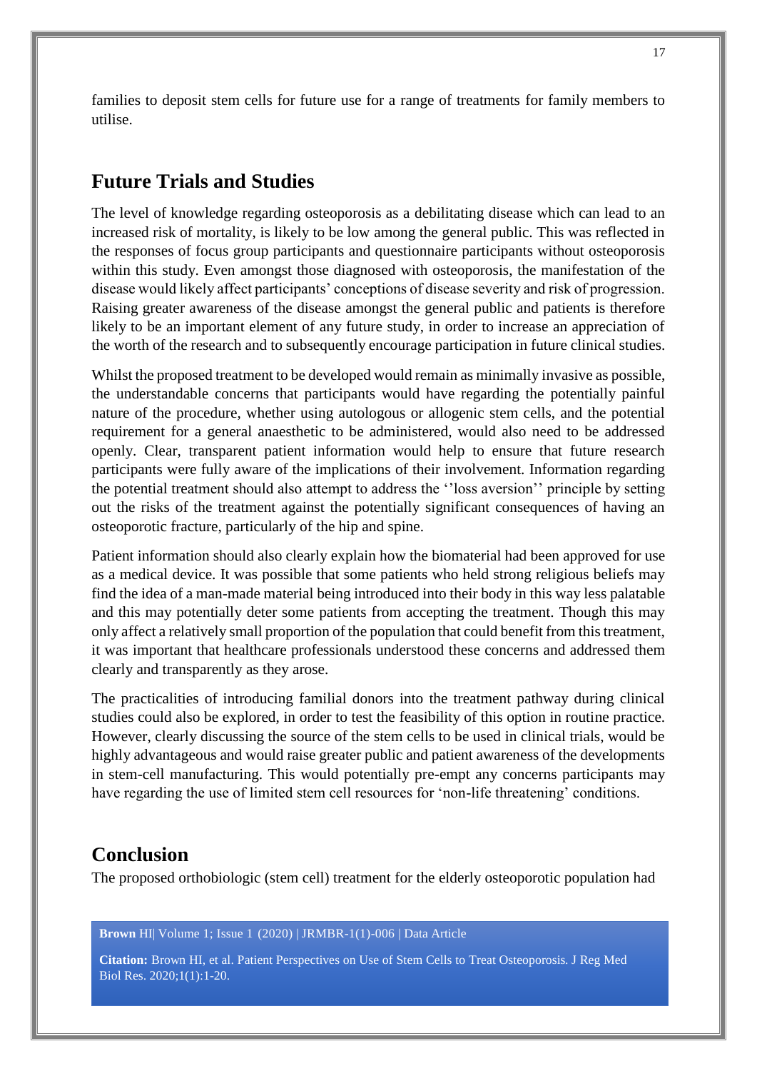families to deposit stem cells for future use for a range of treatments for family members to utilise.

## Future Trials and Studies

The level of knowledge regarding osteoporosis as a debilitating disease which can lead to an increased risk of mortality, is likely to be low among the general public. This was reflected in the responses of focus group participants and questionnaire participants without osteoporosis within this study. Even amongst those diagnosed with osteoporosis, the manifestation of the disease would likely affect participants' conceptions of disease severity and risk of progression. Raising greater awareness of the disease amongst the general public and patients is therefore likely to be an important element of any future study, in order to increase an appreciation of the worth of the research and to subsequently encourage participation in future clinical studies.

Whilst the proposed treatment to be developed would remain as minimally invasive as possible, the understandable concerns that participants would have regarding the potentially painful nature of the procedure, whether using autologous or allogenic stem cells, and the potential requirement for a general anaesthetic to be administered, would also need to be addressed openly. Clear, transparent patient information would help to ensure that future research participants were fully aware of the implications of their involvement. Information regarding the potential treatment should also attempt to address the ''loss aversion'' principle by setting out the risks of the treatment against the potentially significant consequences of having an osteoporotic fracture, particularly of the hip and spine.

Patient information should also clearly explain how the biomaterial had been approved for use as a medical device. It was possible that some patients who held strong religious beliefs may find the idea of a man-made material being introduced into their body in this way less palatable and this may potentially deter some patients from accepting the treatment. Though this may only affect a relatively small proportion of the population that could benefit from this treatment, it was important that healthcare professionals understood these concerns and addressed them clearly and transparently as they arose.

The practicalities of introducing familial donors into the treatment pathway during clinical studies could also be explored, in order to test the feasibility of this option in routine practice. However, clearly discussing the source of the stem cells to be used in clinical trials, would be highly advantageous and would raise greater public and patient awareness of the developments in stem-cell manufacturing. This would potentially pre-empt any concerns participants may have regarding the use of limited stem cell resources for 'non-life threatening' conditions.

## Conclusion

The proposed orthobiologic (stem cell) treatment for the elderly osteoporotic population had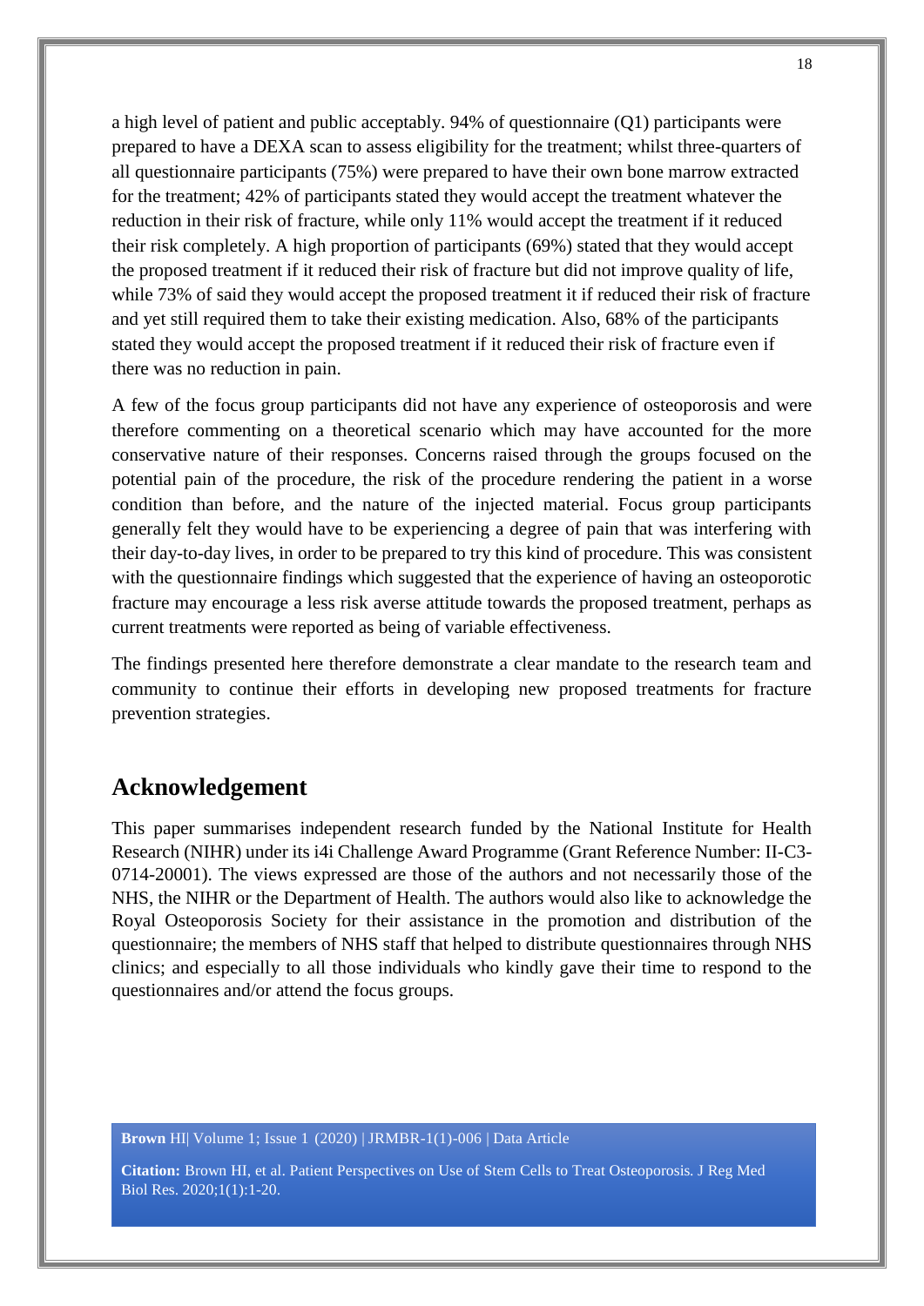a high level of patient and public acceptably. 94% of questionnaire (Q1) participants were prepared to have a DEXA scan to assess eligibility for the treatment; whilst three-quarters of all questionnaire participants (75%) were prepared to have their own bone marrow extracted for the treatment; 42% of participants stated they would accept the treatment whatever the reduction in their risk of fracture, while only 11% would accept the treatment if it reduced their risk completely. A high proportion of participants (69%) stated that they would accept the proposed treatment if it reduced their risk of fracture but did not improve quality of life, while 73% of said they would accept the proposed treatment it if reduced their risk of fracture and yet still required them to take their existing medication. Also, 68% of the participants stated they would accept the proposed treatment if it reduced their risk of fracture even if there was no reduction in pain.

A few of the focus group participants did not have any experience of osteoporosis and were therefore commenting on a theoretical scenario which may have accounted for the more conservative nature of their responses. Concerns raised through the groups focused on the potential pain of the procedure, the risk of the procedure rendering the patient in a worse condition than before, and the nature of the injected material. Focus group participants generally felt they would have to be experiencing a degree of pain that was interfering with their day-to-day lives, in order to be prepared to try this kind of procedure. This was consistent with the questionnaire findings which suggested that the experience of having an osteoporotic fracture may encourage a less risk averse attitude towards the proposed treatment, perhaps as current treatments were reported as being of variable effectiveness.

The findings presented here therefore demonstrate a clear mandate to the research team and community to continue their efforts in developing new proposed treatments for fracture prevention strategies.

## Acknowledgement

This paper summarises independent research funded by the National Institute for Health Research (NIHR) under its i4i Challenge Award Programme (Grant Reference Number: II-C3-0714-20001). The views expressed are those of the authors and not necessarily those of the NHS, the NIHR or the Department of Health. The authors would also like to acknowledge the Royal Osteoporosis Society for their assistance in the promotion and distribution of the questionnaire; the members of NHS staff that helped to distribute questionnaires through NHS clinics; and especially to all those individuals who kindly gave their time to respond to the questionnaires and/or attend the focus groups.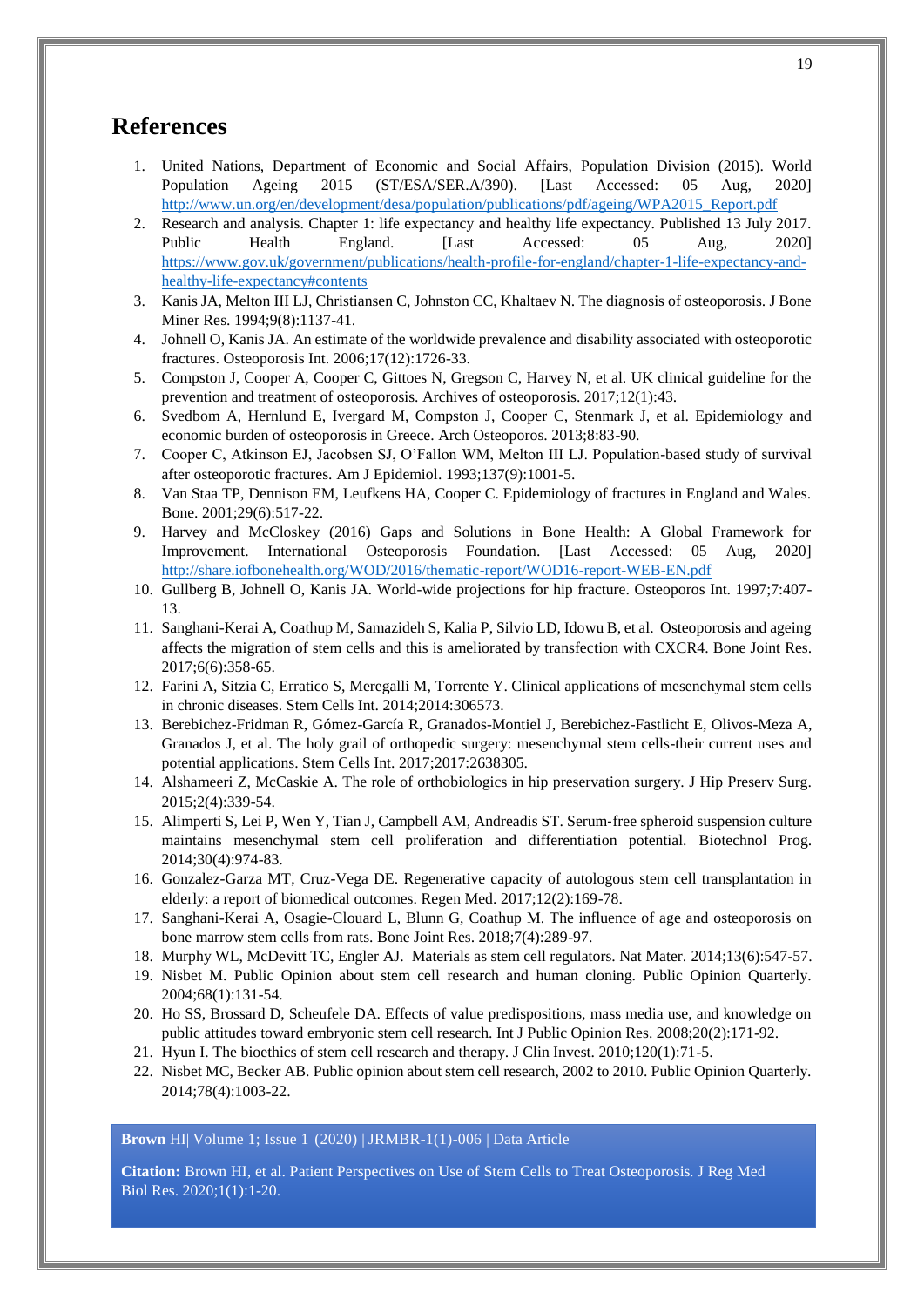# References

1. United Nations, Department of Economic and Social Affairs, Population Division (2015). World Population Ageing 2015 (ST/ESA/SER.A/390). [Last Accessed: 05 Aug, 2020] http://www.un.org/en/development/desa/population/publications/pdf/ageing/WPA2015_Report.pdf
2. Research and analysis. Chapter 1: life expectancy and healthy life expectancy. Published 13 July 2017. Public Health England. [Last Accessed: 05 Aug, 2020] https://www.gov.uk/government/publications/health-profile-for-england/chapter-1-life-expectancy-and-healthy-life-expectancy#contents
3. Kanis JA, Melton III LJ, Christiansen C, Johnston CC, Khaltaev N. The diagnosis of osteoporosis. J Bone Miner Res. 1994;9(8):1137-41.
4. Johnell O, Kanis JA. An estimate of the worldwide prevalence and disability associated with osteoporotic fractures. Osteoporosis Int. 2006;17(12):1726-33.
5. Compston J, Cooper A, Cooper C, Gittoes N, Gregson C, Harvey N, et al. UK clinical guideline for the prevention and treatment of osteoporosis. Archives of osteoporosis. 2017;12(1):43.
6. Svedbom A, Hernlund E, Ivergard M, Compston J, Cooper C, Stenmark J, et al. Epidemiology and economic burden of osteoporosis in Greece. Arch Osteoporos. 2013;8:83-90.
7. Cooper C, Atkinson EJ, Jacobsen SJ, O'Fallon WM, Melton III LJ. Population-based study of survival after osteoporotic fractures. Am J Epidemiol. 1993;137(9):1001-5.
8. Van Staa TP, Dennison EM, Leufkens HA, Cooper C. Epidemiology of fractures in England and Wales. Bone. 2001;29(6):517-22.
9. Harvey and McCloskey (2016) Gaps and Solutions in Bone Health: A Global Framework for Improvement. International Osteoporosis Foundation. [Last Accessed: 05 Aug, 2020] http://share.iofbonehealth.org/WOD/2016/thematic-report/WOD16-report-WEB-EN.pdf
10. Gullberg B, Johnell O, Kanis JA. World-wide projections for hip fracture. Osteoporos Int. 1997;7:407-13.
11. Sanghani-Kerai A, Coathup M, Samazideh S, Kalia P, Silvio LD, Idowu B, et al. Osteoporosis and ageing affects the migration of stem cells and this is ameliorated by transfection with CXCR4. Bone Joint Res. 2017;6(6):358-65.
12. Farini A, Sitzia C, Erratico S, Meregalli M, Torrente Y. Clinical applications of mesenchymal stem cells in chronic diseases. Stem Cells Int. 2014;2014:306573.
13. Berebichez-Fridman R, Gómez-García R, Granados-Montiel J, Berebichez-Fastlicht E, Olivos-Meza A, Granados J, et al. The holy grail of orthopedic surgery: mesenchymal stem cells-their current uses and potential applications. Stem Cells Int. 2017;2017:2638305.
14. Alshameeri Z, McCaskie A. The role of orthobiologics in hip preservation surgery. J Hip Preserv Surg. 2015;2(4):339-54.
15. Alimperti S, Lei P, Wen Y, Tian J, Campbell AM, Andreadis ST. Serum‐free spheroid suspension culture maintains mesenchymal stem cell proliferation and differentiation potential. Biotechnol Prog. 2014;30(4):974-83.
16. Gonzalez-Garza MT, Cruz-Vega DE. Regenerative capacity of autologous stem cell transplantation in elderly: a report of biomedical outcomes. Regen Med. 2017;12(2):169-78.
17. Sanghani-Kerai A, Osagie-Clouard L, Blunn G, Coathup M. The influence of age and osteoporosis on bone marrow stem cells from rats. Bone Joint Res. 2018;7(4):289-97.
18. Murphy WL, McDevitt TC, Engler AJ. Materials as stem cell regulators. Nat Mater. 2014;13(6):547-57.
19. Nisbet M. Public Opinion about stem cell research and human cloning. Public Opinion Quarterly. 2004;68(1):131-54.
20. Ho SS, Brossard D, Scheufele DA. Effects of value predispositions, mass media use, and knowledge on public attitudes toward embryonic stem cell research. Int J Public Opinion Res. 2008;20(2):171-92.
21. Hyun I. The bioethics of stem cell research and therapy. J Clin Invest. 2010;120(1):71-5.
22. Nisbet MC, Becker AB. Public opinion about stem cell research, 2002 to 2010. Public Opinion Quarterly. 2014;78(4):1003-22.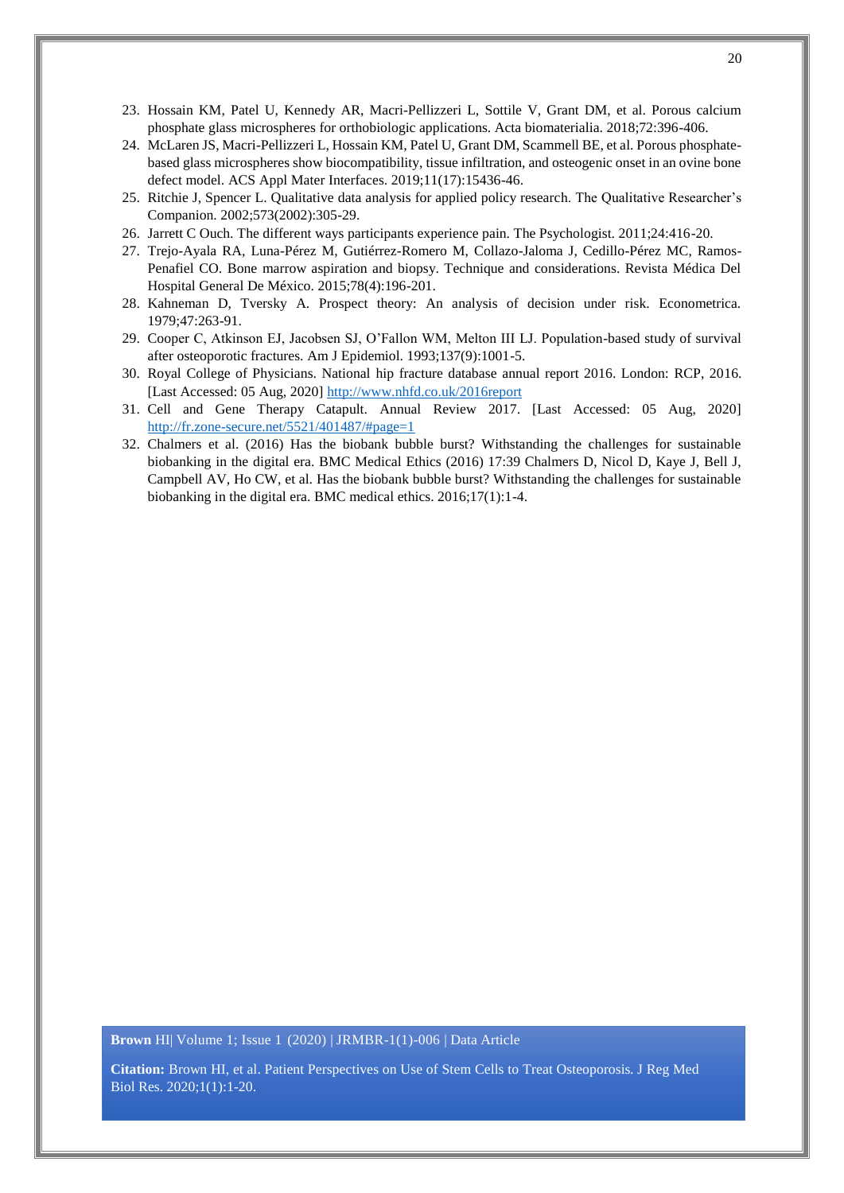23. Hossain KM, Patel U, Kennedy AR, Macri-Pellizzeri L, Sottile V, Grant DM, et al. Porous calcium phosphate glass microspheres for orthobiologic applications. Acta biomaterialia. 2018;72:396-406.
24. McLaren JS, Macri-Pellizzeri L, Hossain KM, Patel U, Grant DM, Scammell BE, et al. Porous phosphate-based glass microspheres show biocompatibility, tissue infiltration, and osteogenic onset in an ovine bone defect model. ACS Appl Mater Interfaces. 2019;11(17):15436-46.
25. Ritchie J, Spencer L. Qualitative data analysis for applied policy research. The Qualitative Researcher's Companion. 2002;573(2002):305-29.
26. Jarrett C Ouch. The different ways participants experience pain. The Psychologist. 2011;24:416-20.
27. Trejo-Ayala RA, Luna-Pérez M, Gutiérrez-Romero M, Collazo-Jaloma J, Cedillo-Pérez MC, Ramos-Penafiel CO. Bone marrow aspiration and biopsy. Technique and considerations. Revista Médica Del Hospital General De México. 2015;78(4):196-201.
28. Kahneman D, Tversky A. Prospect theory: An analysis of decision under risk. Econometrica. 1979;47:263-91.
29. Cooper C, Atkinson EJ, Jacobsen SJ, O'Fallon WM, Melton III LJ. Population-based study of survival after osteoporotic fractures. Am J Epidemiol. 1993;137(9):1001-5.
30. Royal College of Physicians. National hip fracture database annual report 2016. London: RCP, 2016. [Last Accessed: 05 Aug, 2020] http://www.nhfd.co.uk/2016report
31. Cell and Gene Therapy Catapult. Annual Review 2017. [Last Accessed: 05 Aug, 2020] http://fr.zone-secure.net/5521/401487/#page=1
32. Chalmers et al. (2016) Has the biobank bubble burst? Withstanding the challenges for sustainable biobanking in the digital era. BMC Medical Ethics (2016) 17:39 Chalmers D, Nicol D, Kaye J, Bell J, Campbell AV, Ho CW, et al. Has the biobank bubble burst? Withstanding the challenges for sustainable biobanking in the digital era. BMC medical ethics. 2016;17(1):1-4.